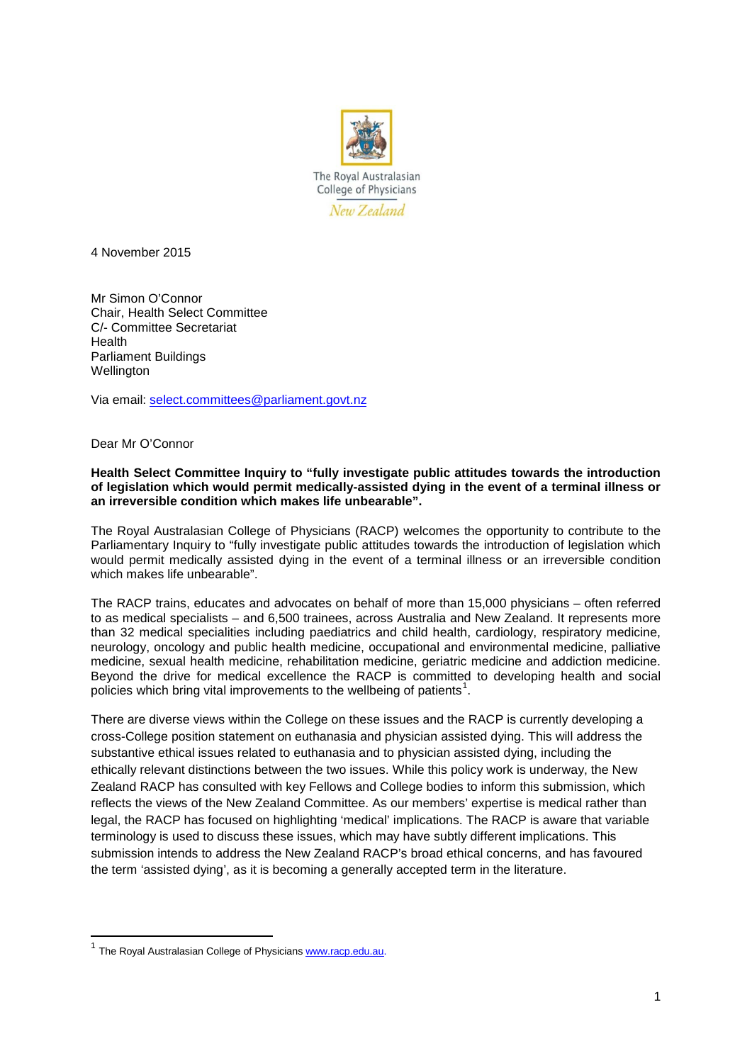The Royal Australasian College of Physicians

*New Zealand*

4 November 2015

Mr Simon O'Connor
Chair, Health Select Committee
C/- Committee Secretariat
Health
Parliament Buildings
Wellington

Via email: select.committees@parliament.govt.nz

Dear Mr O'Connor

**Health Select Committee Inquiry to "fully investigate public attitudes towards the introduction of legislation which would permit medically-assisted dying in the event of a terminal illness or an irreversible condition which makes life unbearable".**

The Royal Australasian College of Physicians (RACP) welcomes the opportunity to contribute to the Parliamentary Inquiry to "fully investigate public attitudes towards the introduction of legislation which would permit medically assisted dying in the event of a terminal illness or an irreversible condition which makes life unbearable".

The RACP trains, educates and advocates on behalf of more than 15,000 physicians – often referred to as medical specialists – and 6,500 trainees, across Australia and New Zealand. It represents more than 32 medical specialities including paediatrics and child health, cardiology, respiratory medicine, neurology, oncology and public health medicine, occupational and environmental medicine, palliative medicine, sexual health medicine, rehabilitation medicine, geriatric medicine and addiction medicine. Beyond the drive for medical excellence the RACP is committed to developing health and social policies which bring vital improvements to the wellbeing of patients[1].

There are diverse views within the College on these issues and the RACP is currently developing a cross-College position statement on euthanasia and physician assisted dying. This will address the substantive ethical issues related to euthanasia and to physician assisted dying, including the ethically relevant distinctions between the two issues. While this policy work is underway, the New Zealand RACP has consulted with key Fellows and College bodies to inform this submission, which reflects the views of the New Zealand Committee. As our members' expertise is medical rather than legal, the RACP has focused on highlighting 'medical' implications. The RACP is aware that variable terminology is used to discuss these issues, which may have subtly different implications. This submission intends to address the New Zealand RACP's broad ethical concerns, and has favoured the term 'assisted dying', as it is becoming a generally accepted term in the literature.

---

[1] The Royal Australasian College of Physicians www.racp.edu.au.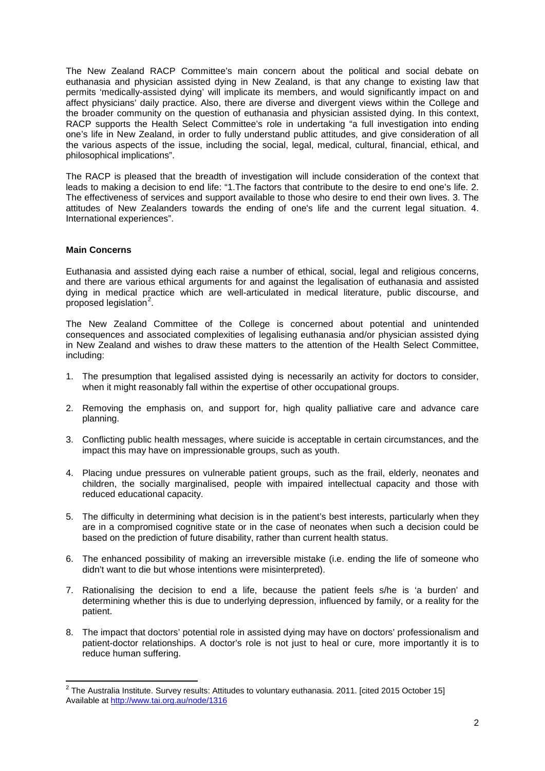The New Zealand RACP Committee's main concern about the political and social debate on euthanasia and physician assisted dying in New Zealand, is that any change to existing law that permits 'medically-assisted dying' will implicate its members, and would significantly impact on and affect physicians' daily practice. Also, there are diverse and divergent views within the College and the broader community on the question of euthanasia and physician assisted dying. In this context, RACP supports the Health Select Committee's role in undertaking "a full investigation into ending one's life in New Zealand, in order to fully understand public attitudes, and give consideration of all the various aspects of the issue, including the social, legal, medical, cultural, financial, ethical, and philosophical implications".

The RACP is pleased that the breadth of investigation will include consideration of the context that leads to making a decision to end life: "1.The factors that contribute to the desire to end one's life. 2. The effectiveness of services and support available to those who desire to end their own lives. 3. The attitudes of New Zealanders towards the ending of one's life and the current legal situation. 4. International experiences".

**Main Concerns**

Euthanasia and assisted dying each raise a number of ethical, social, legal and religious concerns, and there are various ethical arguments for and against the legalisation of euthanasia and assisted dying in medical practice which are well-articulated in medical literature, public discourse, and proposed legislation[2].

The New Zealand Committee of the College is concerned about potential and unintended consequences and associated complexities of legalising euthanasia and/or physician assisted dying in New Zealand and wishes to draw these matters to the attention of the Health Select Committee, including:

1. The presumption that legalised assisted dying is necessarily an activity for doctors to consider, when it might reasonably fall within the expertise of other occupational groups.
2. Removing the emphasis on, and support for, high quality palliative care and advance care planning.
3. Conflicting public health messages, where suicide is acceptable in certain circumstances, and the impact this may have on impressionable groups, such as youth.
4. Placing undue pressures on vulnerable patient groups, such as the frail, elderly, neonates and children, the socially marginalised, people with impaired intellectual capacity and those with reduced educational capacity.
5. The difficulty in determining what decision is in the patient's best interests, particularly when they are in a compromised cognitive state or in the case of neonates when such a decision could be based on the prediction of future disability, rather than current health status.
6. The enhanced possibility of making an irreversible mistake (i.e. ending the life of someone who didn't want to die but whose intentions were misinterpreted).
7. Rationalising the decision to end a life, because the patient feels s/he is 'a burden' and determining whether this is due to underlying depression, influenced by family, or a reality for the patient.
8. The impact that doctors' potential role in assisted dying may have on doctors' professionalism and patient-doctor relationships. A doctor's role is not just to heal or cure, more importantly it is to reduce human suffering.

---

[2] The Australia Institute. Survey results: Attitudes to voluntary euthanasia. 2011. [cited 2015 October 15] Available at http://www.tai.org.au/node/1316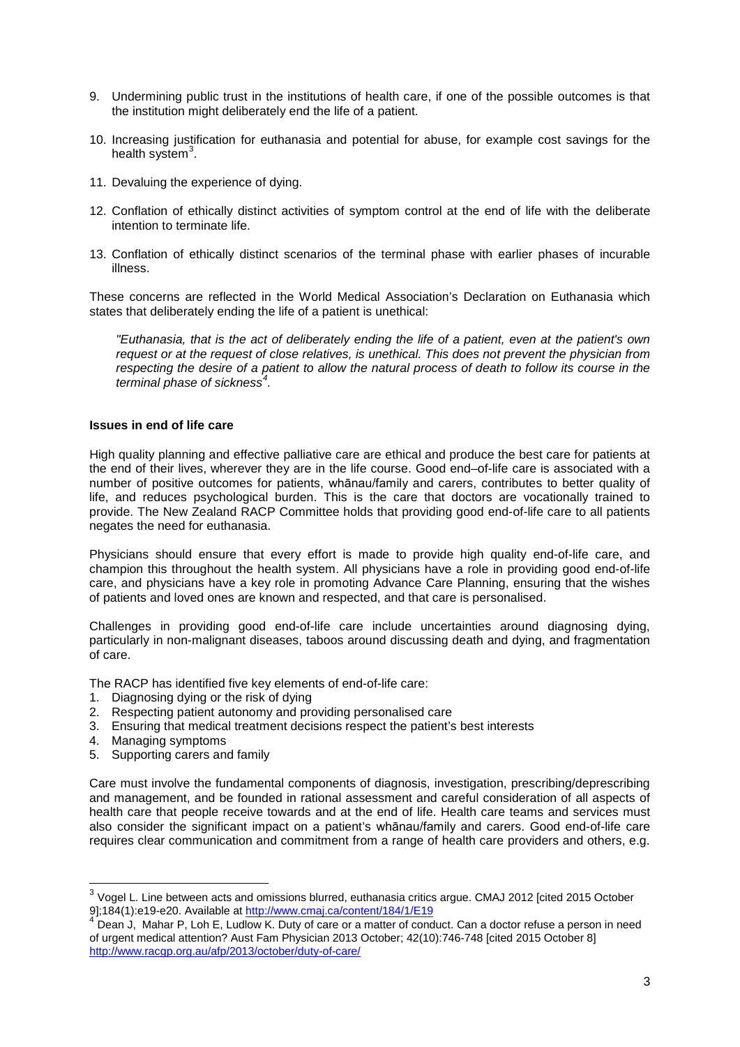9. Undermining public trust in the institutions of health care, if one of the possible outcomes is that the institution might deliberately end the life of a patient.

10. Increasing justification for euthanasia and potential for abuse, for example cost savings for the health system[3].

11. Devaluing the experience of dying.

12. Conflation of ethically distinct activities of symptom control at the end of life with the deliberate intention to terminate life.

13. Conflation of ethically distinct scenarios of the terminal phase with earlier phases of incurable illness.

These concerns are reflected in the World Medical Association's Declaration on Euthanasia which states that deliberately ending the life of a patient is unethical:

> *"Euthanasia, that is the act of deliberately ending the life of a patient, even at the patient's own request or at the request of close relatives, is unethical. This does not prevent the physician from respecting the desire of a patient to allow the natural process of death to follow its course in the terminal phase of sickness[4].*

**Issues in end of life care**

High quality planning and effective palliative care are ethical and produce the best care for patients at the end of their lives, wherever they are in the life course. Good end–of-life care is associated with a number of positive outcomes for patients, whānau/family and carers, contributes to better quality of life, and reduces psychological burden. This is the care that doctors are vocationally trained to provide. The New Zealand RACP Committee holds that providing good end-of-life care to all patients negates the need for euthanasia.

Physicians should ensure that every effort is made to provide high quality end-of-life care, and champion this throughout the health system. All physicians have a role in providing good end-of-life care, and physicians have a key role in promoting Advance Care Planning, ensuring that the wishes of patients and loved ones are known and respected, and that care is personalised.

Challenges in providing good end-of-life care include uncertainties around diagnosing dying, particularly in non-malignant diseases, taboos around discussing death and dying, and fragmentation of care.

The RACP has identified five key elements of end-of-life care:

1. Diagnosing dying or the risk of dying
2. Respecting patient autonomy and providing personalised care
3. Ensuring that medical treatment decisions respect the patient's best interests
4. Managing symptoms
5. Supporting carers and family

Care must involve the fundamental components of diagnosis, investigation, prescribing/deprescribing and management, and be founded in rational assessment and careful consideration of all aspects of health care that people receive towards and at the end of life. Health care teams and services must also consider the significant impact on a patient's whānau/family and carers. Good end-of-life care requires clear communication and commitment from a range of health care providers and others, e.g.

---

[3] Vogel L. Line between acts and omissions blurred, euthanasia critics argue. CMAJ 2012 [cited 2015 October 9];184(1):e19-e20. Available at http://www.cmaj.ca/content/184/1/E19

[4] Dean J, Mahar P, Loh E, Ludlow K. Duty of care or a matter of conduct. Can a doctor refuse a person in need of urgent medical attention? Aust Fam Physician 2013 October; 42(10):746-748 [cited 2015 October 8] http://www.racgp.org.au/afp/2013/october/duty-of-care/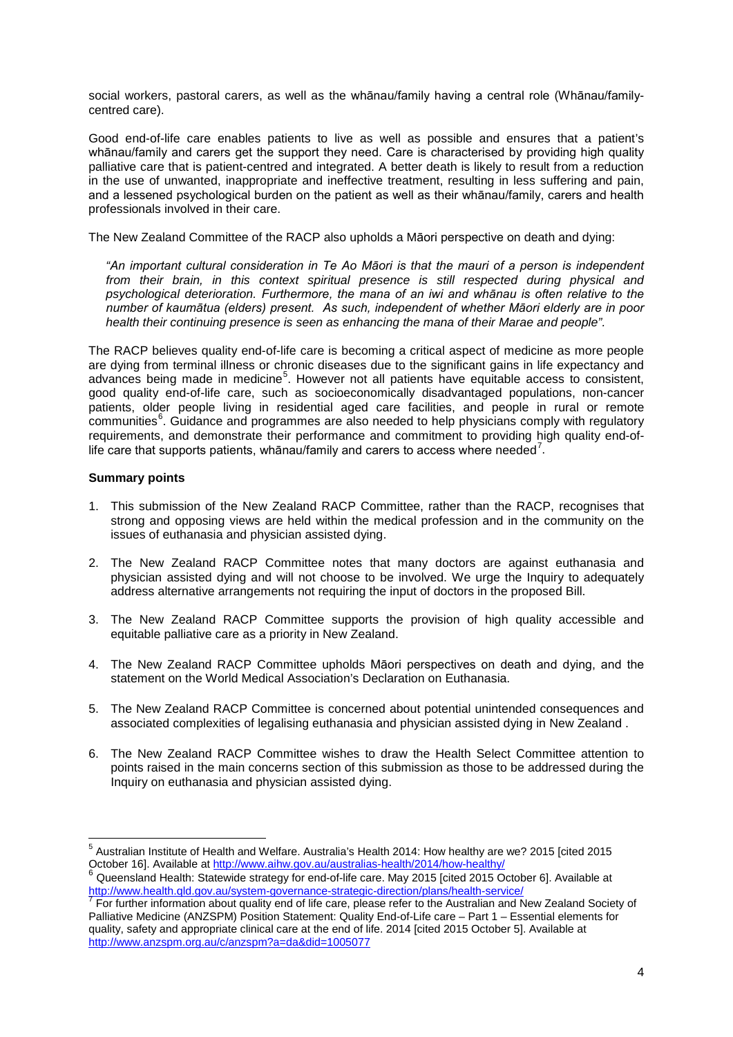social workers, pastoral carers, as well as the whānau/family having a central role (Whānau/family-centred care).

Good end-of-life care enables patients to live as well as possible and ensures that a patient's whānau/family and carers get the support they need. Care is characterised by providing high quality palliative care that is patient-centred and integrated. A better death is likely to result from a reduction in the use of unwanted, inappropriate and ineffective treatment, resulting in less suffering and pain, and a lessened psychological burden on the patient as well as their whānau/family, carers and health professionals involved in their care.

The New Zealand Committee of the RACP also upholds a Māori perspective on death and dying:

> *"An important cultural consideration in Te Ao Māori is that the mauri of a person is independent from their brain, in this context spiritual presence is still respected during physical and psychological deterioration. Furthermore, the mana of an iwi and whānau is often relative to the number of kaumātua (elders) present. As such, independent of whether Māori elderly are in poor health their continuing presence is seen as enhancing the mana of their Marae and people".*

The RACP believes quality end-of-life care is becoming a critical aspect of medicine as more people are dying from terminal illness or chronic diseases due to the significant gains in life expectancy and advances being made in medicine[5]. However not all patients have equitable access to consistent, good quality end-of-life care, such as socioeconomically disadvantaged populations, non-cancer patients, older people living in residential aged care facilities, and people in rural or remote communities[6]. Guidance and programmes are also needed to help physicians comply with regulatory requirements, and demonstrate their performance and commitment to providing high quality end-of-life care that supports patients, whānau/family and carers to access where needed[7].

**Summary points**

1. This submission of the New Zealand RACP Committee, rather than the RACP, recognises that strong and opposing views are held within the medical profession and in the community on the issues of euthanasia and physician assisted dying.

2. The New Zealand RACP Committee notes that many doctors are against euthanasia and physician assisted dying and will not choose to be involved. We urge the Inquiry to adequately address alternative arrangements not requiring the input of doctors in the proposed Bill.

3. The New Zealand RACP Committee supports the provision of high quality accessible and equitable palliative care as a priority in New Zealand.

4. The New Zealand RACP Committee upholds Māori perspectives on death and dying, and the statement on the World Medical Association's Declaration on Euthanasia.

5. The New Zealand RACP Committee is concerned about potential unintended consequences and associated complexities of legalising euthanasia and physician assisted dying in New Zealand .

6. The New Zealand RACP Committee wishes to draw the Health Select Committee attention to points raised in the main concerns section of this submission as those to be addressed during the Inquiry on euthanasia and physician assisted dying.

---

[5] Australian Institute of Health and Welfare. Australia's Health 2014: How healthy are we? 2015 [cited 2015 October 16]. Available at http://www.aihw.gov.au/australias-health/2014/how-healthy/

[6] Queensland Health: Statewide strategy for end-of-life care. May 2015 [cited 2015 October 6]. Available at http://www.health.qld.gov.au/system-governance-strategic-direction/plans/health-service/

[7] For further information about quality end of life care, please refer to the Australian and New Zealand Society of Palliative Medicine (ANZSPM) Position Statement: Quality End-of-Life care – Part 1 – Essential elements for quality, safety and appropriate clinical care at the end of life. 2014 [cited 2015 October 5]. Available at http://www.anzspm.org.au/c/anzspm?a=da&did=1005077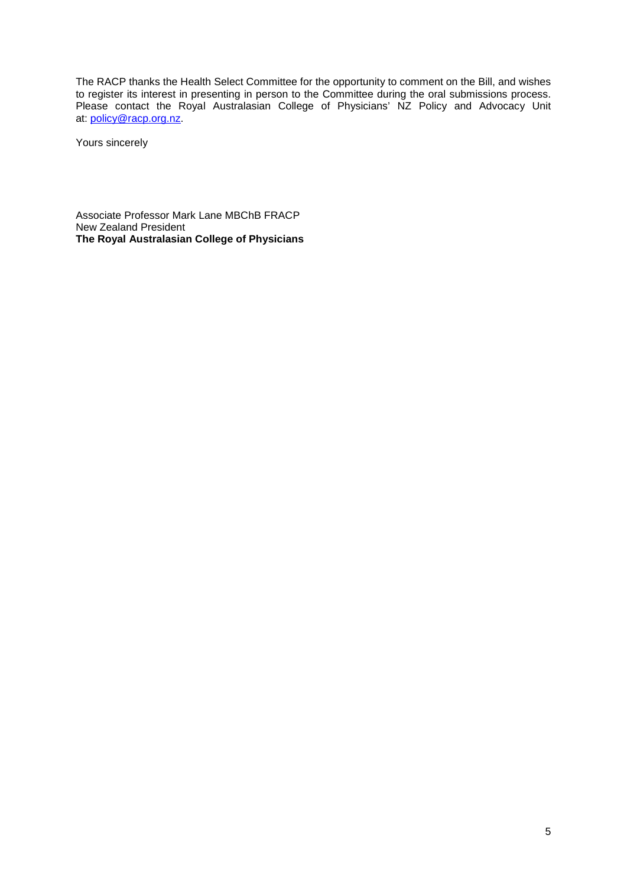The RACP thanks the Health Select Committee for the opportunity to comment on the Bill, and wishes to register its interest in presenting in person to the Committee during the oral submissions process. Please contact the Royal Australasian College of Physicians' NZ Policy and Advocacy Unit at: policy@racp.org.nz.

Yours sincerely

Associate Professor Mark Lane MBChB FRACP
New Zealand President
**The Royal Australasian College of Physicians**